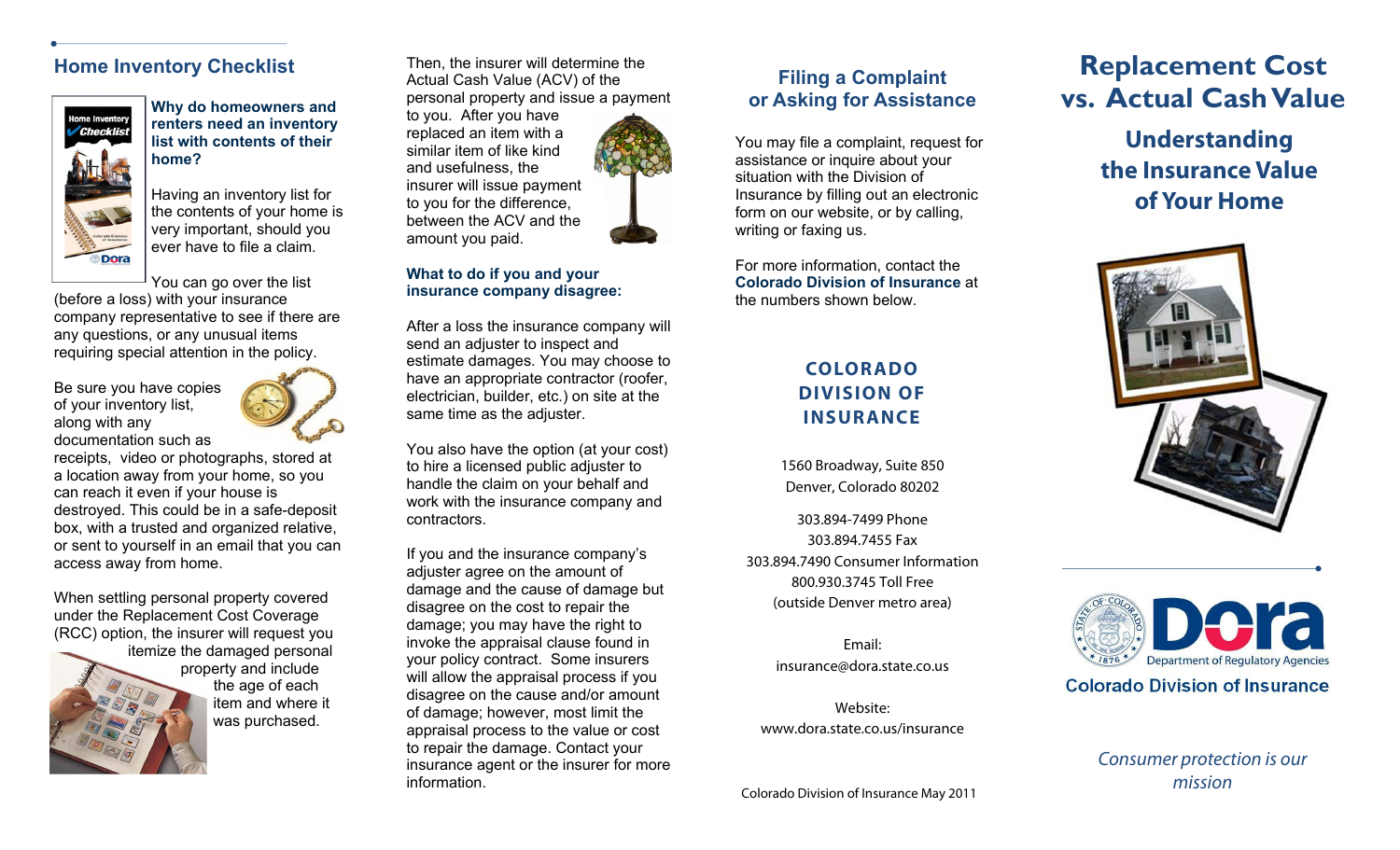## Home Inventory Checklist

**Why do homeowners and renters need an inventory list with contents of their home?**

Having an inventory list for the contents of your home is very important, should you ever have to file a claim.

You can go over the list (before a loss) with your insurance company representative to see if there are any questions, or any unusual items requiring special attention in the policy.

Be sure you have copies of your inventory list, along with any documentation such as receipts, video or photographs, stored at a location away from your home, so you can reach it even if your house is destroyed. This could be in a safe-deposit box, with a trusted and organized relative, or sent to yourself in an email that you can access away from home.

When settling personal property covered under the Replacement Cost Coverage (RCC) option, the insurer will request you itemize the damaged personal property and include the age of each item and where it was purchased.

Then, the insurer will determine the Actual Cash Value (ACV) of the personal property and issue a payment to you. After you have replaced an item with a similar item of like kind and usefulness, the insurer will issue payment to you for the difference, between the ACV and the amount you paid.

**What to do if you and your insurance company disagree:**

After a loss the insurance company will send an adjuster to inspect and estimate damages. You may choose to have an appropriate contractor (roofer, electrician, builder, etc.) on site at the same time as the adjuster.

You also have the option (at your cost) to hire a licensed public adjuster to handle the claim on your behalf and work with the insurance company and contractors.

If you and the insurance company's adjuster agree on the amount of damage and the cause of damage but disagree on the cost to repair the damage; you may have the right to invoke the appraisal clause found in your policy contract. Some insurers will allow the appraisal process if you disagree on the cause and/or amount of damage; however, most limit the appraisal process to the value or cost to repair the damage. Contact your insurance agent or the insurer for more information.

## Filing a Complaint or Asking for Assistance

You may file a complaint, request for assistance or inquire about your situation with the Division of Insurance by filling out an electronic form on our website, or by calling, writing or faxing us.

For more information, contact the **Colorado Division of Insurance** at the numbers shown below.

### COLORADO DIVISION OF INSURANCE

1560 Broadway, Suite 850
Denver, Colorado 80202

303.894-7499 Phone
303.894.7455 Fax
303.894.7490 Consumer Information
800.930.3745 Toll Free
(outside Denver metro area)

Email:
insurance@dora.state.co.us

Website:
www.dora.state.co.us/insurance

Colorado Division of Insurance May 2011

# Replacement Cost vs. Actual Cash Value

## Understanding the Insurance Value of Your Home

Dora Department of Regulatory Agencies

Colorado Division of Insurance

*Consumer protection is our mission*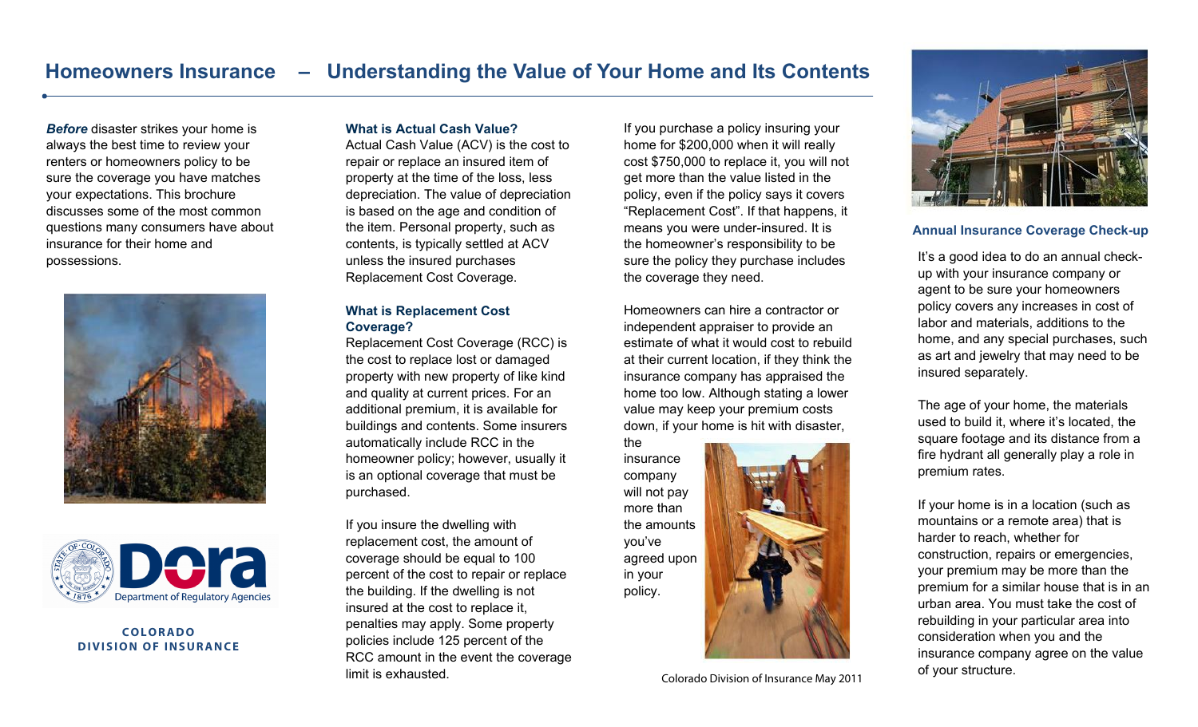# Homeowners Insurance – Understanding the Value of Your Home and Its Contents

***Before*** disaster strikes your home is always the best time to review your renters or homeowners policy to be sure the coverage you have matches your expectations. This brochure discusses some of the most common questions many consumers have about insurance for their home and possessions.

**COLORADO DIVISION OF INSURANCE**

### What is Actual Cash Value?

Actual Cash Value (ACV) is the cost to repair or replace an insured item of property at the time of the loss, less depreciation. The value of depreciation is based on the age and condition of the item. Personal property, such as contents, is typically settled at ACV unless the insured purchases Replacement Cost Coverage.

### What is Replacement Cost Coverage?

Replacement Cost Coverage (RCC) is the cost to replace lost or damaged property with new property of like kind and quality at current prices. For an additional premium, it is available for buildings and contents. Some insurers automatically include RCC in the homeowner policy; however, usually it is an optional coverage that must be purchased.

If you insure the dwelling with replacement cost, the amount of coverage should be equal to 100 percent of the cost to repair or replace the building. If the dwelling is not insured at the cost to replace it, penalties may apply. Some property policies include 125 percent of the RCC amount in the event the coverage limit is exhausted.

If you purchase a policy insuring your home for $200,000 when it will really cost $750,000 to replace it, you will not get more than the value listed in the policy, even if the policy says it covers "Replacement Cost". If that happens, it means you were under-insured. It is the homeowner's responsibility to be sure the policy they purchase includes the coverage they need.

Homeowners can hire a contractor or independent appraiser to provide an estimate of what it would cost to rebuild at their current location, if they think the insurance company has appraised the home too low. Although stating a lower value may keep your premium costs down, if your home is hit with disaster, the insurance company will not pay more than the amounts you've agreed upon in your policy.

Colorado Division of Insurance May 2011

### Annual Insurance Coverage Check-up

It's a good idea to do an annual check-up with your insurance company or agent to be sure your homeowners policy covers any increases in cost of labor and materials, additions to the home, and any special purchases, such as art and jewelry that may need to be insured separately.

The age of your home, the materials used to build it, where it's located, the square footage and its distance from a fire hydrant all generally play a role in premium rates.

If your home is in a location (such as mountains or a remote area) that is harder to reach, whether for construction, repairs or emergencies, your premium may be more than the premium for a similar house that is in an urban area. You must take the cost of rebuilding in your particular area into consideration when you and the insurance company agree on the value of your structure.